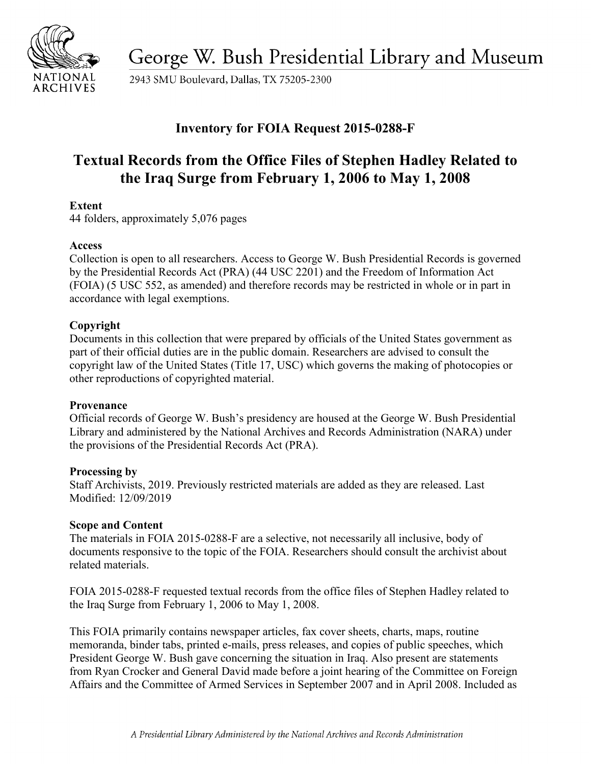George W. Bush Presidential Library and Museum

2943 SMU Boulevard, Dallas, TX 75205-2300

## Inventory for FOIA Request 2015-0288-F

# Textual Records from the Office Files of Stephen Hadley Related to the Iraq Surge from February 1, 2006 to May 1, 2008

**Extent**
44 folders, approximately 5,076 pages

**Access**
Collection is open to all researchers. Access to George W. Bush Presidential Records is governed by the Presidential Records Act (PRA) (44 USC 2201) and the Freedom of Information Act (FOIA) (5 USC 552, as amended) and therefore records may be restricted in whole or in part in accordance with legal exemptions.

**Copyright**
Documents in this collection that were prepared by officials of the United States government as part of their official duties are in the public domain. Researchers are advised to consult the copyright law of the United States (Title 17, USC) which governs the making of photocopies or other reproductions of copyrighted material.

**Provenance**
Official records of George W. Bush's presidency are housed at the George W. Bush Presidential Library and administered by the National Archives and Records Administration (NARA) under the provisions of the Presidential Records Act (PRA).

**Processing by**
Staff Archivists, 2019. Previously restricted materials are added as they are released. Last Modified: 12/09/2019

**Scope and Content**
The materials in FOIA 2015-0288-F are a selective, not necessarily all inclusive, body of documents responsive to the topic of the FOIA. Researchers should consult the archivist about related materials.

FOIA 2015-0288-F requested textual records from the office files of Stephen Hadley related to the Iraq Surge from February 1, 2006 to May 1, 2008.

This FOIA primarily contains newspaper articles, fax cover sheets, charts, maps, routine memoranda, binder tabs, printed e-mails, press releases, and copies of public speeches, which President George W. Bush gave concerning the situation in Iraq. Also present are statements from Ryan Crocker and General David made before a joint hearing of the Committee on Foreign Affairs and the Committee of Armed Services in September 2007 and in April 2008. Included as

*A Presidential Library Administered by the National Archives and Records Administration*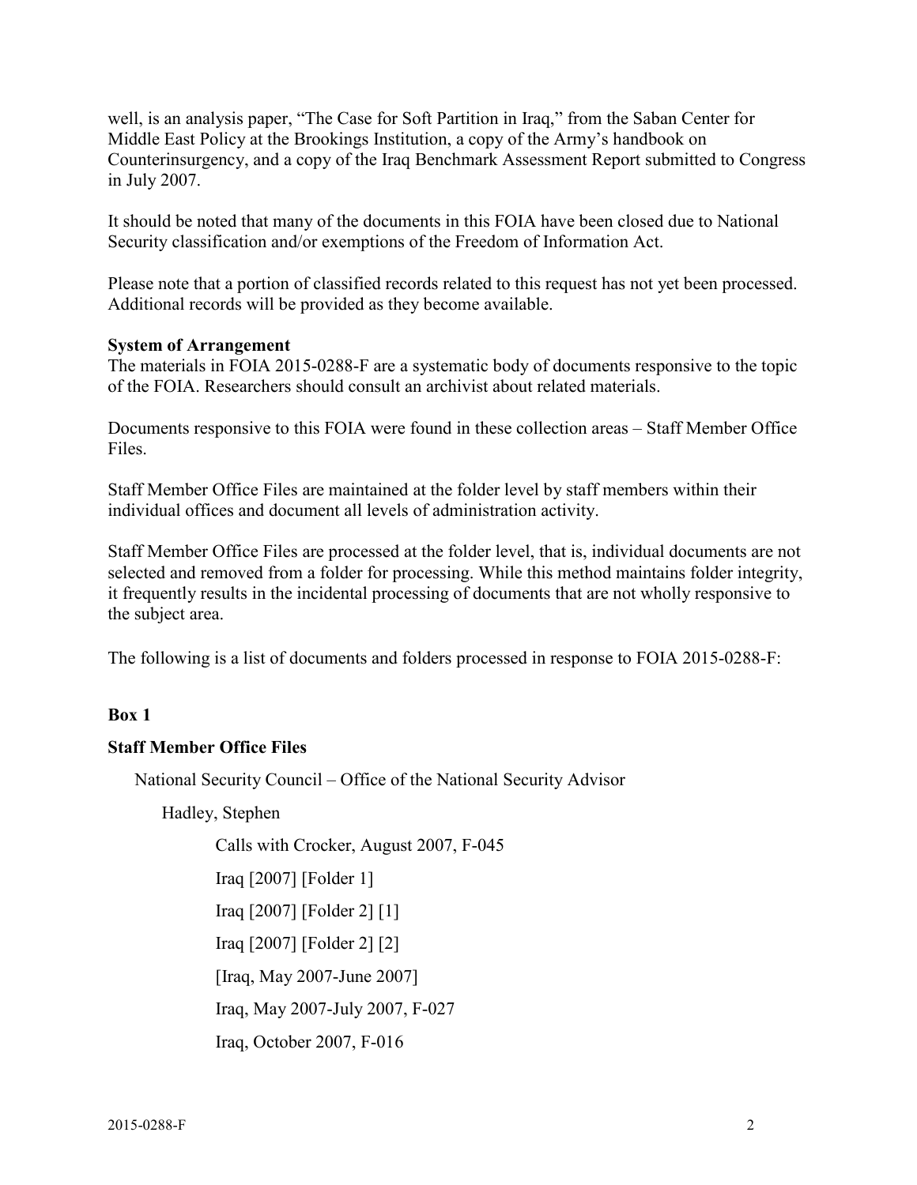well, is an analysis paper, "The Case for Soft Partition in Iraq," from the Saban Center for Middle East Policy at the Brookings Institution, a copy of the Army's handbook on Counterinsurgency, and a copy of the Iraq Benchmark Assessment Report submitted to Congress in July 2007.

It should be noted that many of the documents in this FOIA have been closed due to National Security classification and/or exemptions of the Freedom of Information Act.

Please note that a portion of classified records related to this request has not yet been processed. Additional records will be provided as they become available.

**System of Arrangement**

The materials in FOIA 2015-0288-F are a systematic body of documents responsive to the topic of the FOIA. Researchers should consult an archivist about related materials.

Documents responsive to this FOIA were found in these collection areas – Staff Member Office Files.

Staff Member Office Files are maintained at the folder level by staff members within their individual offices and document all levels of administration activity.

Staff Member Office Files are processed at the folder level, that is, individual documents are not selected and removed from a folder for processing. While this method maintains folder integrity, it frequently results in the incidental processing of documents that are not wholly responsive to the subject area.

The following is a list of documents and folders processed in response to FOIA 2015-0288-F:

**Box 1**

**Staff Member Office Files**

National Security Council – Office of the National Security Advisor

Hadley, Stephen

Calls with Crocker, August 2007, F-045

Iraq [2007] [Folder 1]

Iraq [2007] [Folder 2] [1]

Iraq [2007] [Folder 2] [2]

[Iraq, May 2007-June 2007]

Iraq, May 2007-July 2007, F-027

Iraq, October 2007, F-016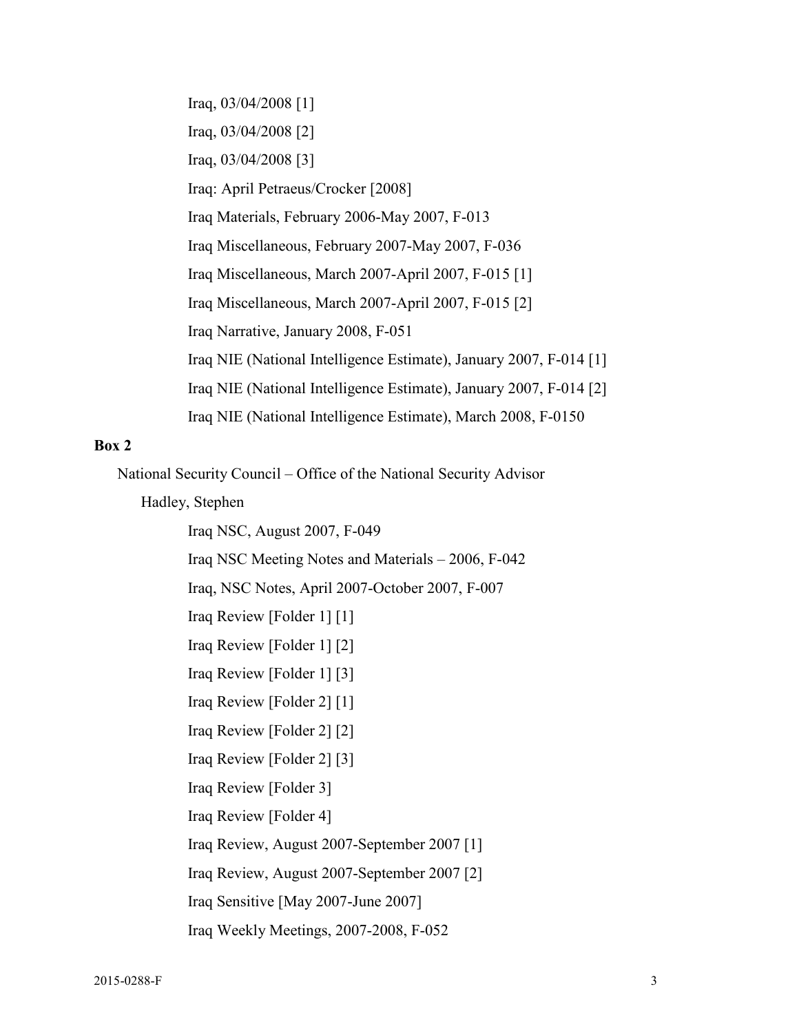Iraq, 03/04/2008 [1]

Iraq, 03/04/2008 [2]

Iraq, 03/04/2008 [3]

Iraq: April Petraeus/Crocker [2008]

Iraq Materials, February 2006-May 2007, F-013

Iraq Miscellaneous, February 2007-May 2007, F-036

Iraq Miscellaneous, March 2007-April 2007, F-015 [1]

Iraq Miscellaneous, March 2007-April 2007, F-015 [2]

Iraq Narrative, January 2008, F-051

Iraq NIE (National Intelligence Estimate), January 2007, F-014 [1]

Iraq NIE (National Intelligence Estimate), January 2007, F-014 [2]

Iraq NIE (National Intelligence Estimate), March 2008, F-0150

**Box 2**

National Security Council – Office of the National Security Advisor

Hadley, Stephen

Iraq NSC, August 2007, F-049

Iraq NSC Meeting Notes and Materials – 2006, F-042

Iraq, NSC Notes, April 2007-October 2007, F-007

Iraq Review [Folder 1] [1]

Iraq Review [Folder 1] [2]

Iraq Review [Folder 1] [3]

Iraq Review [Folder 2] [1]

Iraq Review [Folder 2] [2]

Iraq Review [Folder 2] [3]

Iraq Review [Folder 3]

Iraq Review [Folder 4]

Iraq Review, August 2007-September 2007 [1]

Iraq Review, August 2007-September 2007 [2]

Iraq Sensitive [May 2007-June 2007]

Iraq Weekly Meetings, 2007-2008, F-052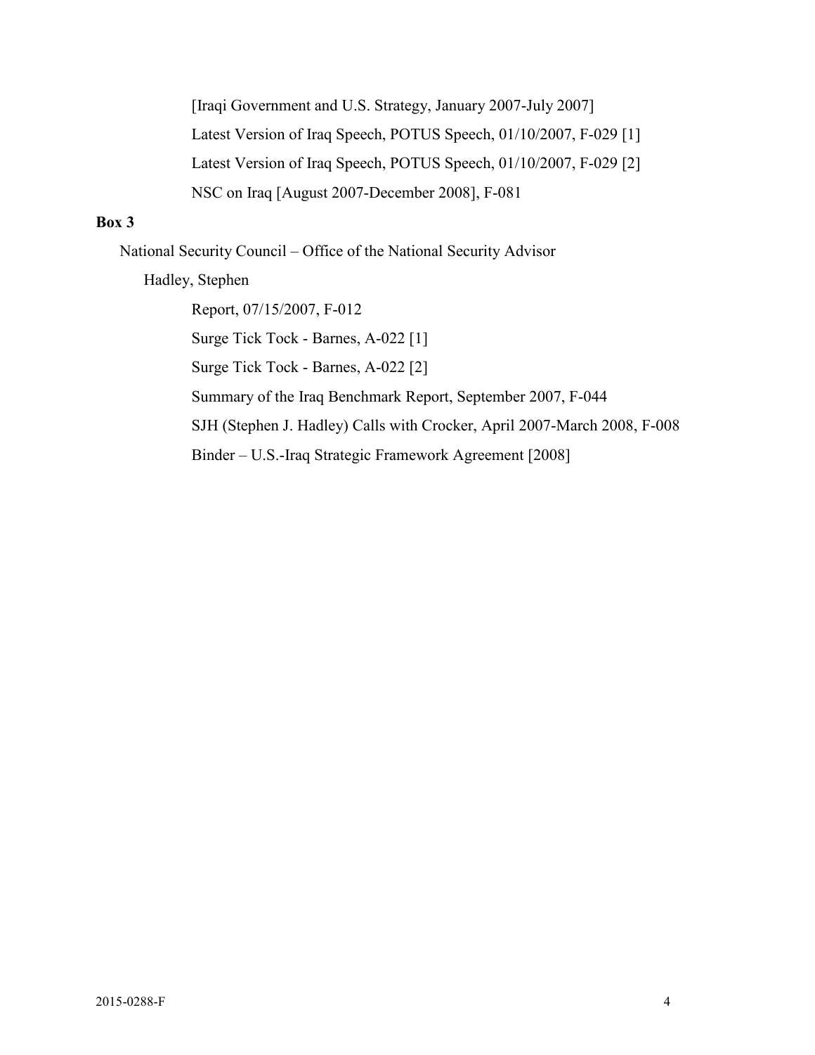[Iraqi Government and U.S. Strategy, January 2007-July 2007]

Latest Version of Iraq Speech, POTUS Speech, 01/10/2007, F-029 [1]

Latest Version of Iraq Speech, POTUS Speech, 01/10/2007, F-029 [2]

NSC on Iraq [August 2007-December 2008], F-081

**Box 3**

National Security Council – Office of the National Security Advisor

Hadley, Stephen

Report, 07/15/2007, F-012

Surge Tick Tock - Barnes, A-022 [1]

Surge Tick Tock - Barnes, A-022 [2]

Summary of the Iraq Benchmark Report, September 2007, F-044

SJH (Stephen J. Hadley) Calls with Crocker, April 2007-March 2008, F-008

Binder – U.S.-Iraq Strategic Framework Agreement [2008]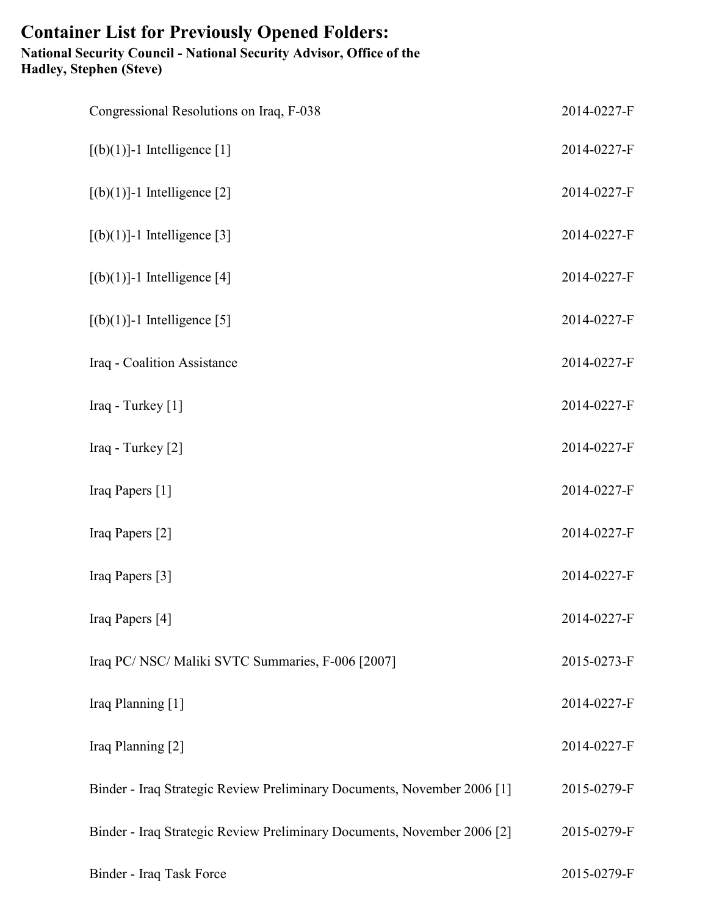# Container List for Previously Opened Folders:

**National Security Council - National Security Advisor, Office of the**
**Hadley, Stephen (Steve)**

| Folder | Case Number |
|---|---|
| Congressional Resolutions on Iraq, F-038 | 2014-0227-F |
| [(b)(1)]-1 Intelligence [1] | 2014-0227-F |
| [(b)(1)]-1 Intelligence [2] | 2014-0227-F |
| [(b)(1)]-1 Intelligence [3] | 2014-0227-F |
| [(b)(1)]-1 Intelligence [4] | 2014-0227-F |
| [(b)(1)]-1 Intelligence [5] | 2014-0227-F |
| Iraq - Coalition Assistance | 2014-0227-F |
| Iraq - Turkey [1] | 2014-0227-F |
| Iraq - Turkey [2] | 2014-0227-F |
| Iraq Papers [1] | 2014-0227-F |
| Iraq Papers [2] | 2014-0227-F |
| Iraq Papers [3] | 2014-0227-F |
| Iraq Papers [4] | 2014-0227-F |
| Iraq PC/ NSC/ Maliki SVTC Summaries, F-006 [2007] | 2015-0273-F |
| Iraq Planning [1] | 2014-0227-F |
| Iraq Planning [2] | 2014-0227-F |
| Binder - Iraq Strategic Review Preliminary Documents, November 2006 [1] | 2015-0279-F |
| Binder - Iraq Strategic Review Preliminary Documents, November 2006 [2] | 2015-0279-F |
| Binder - Iraq Task Force | 2015-0279-F |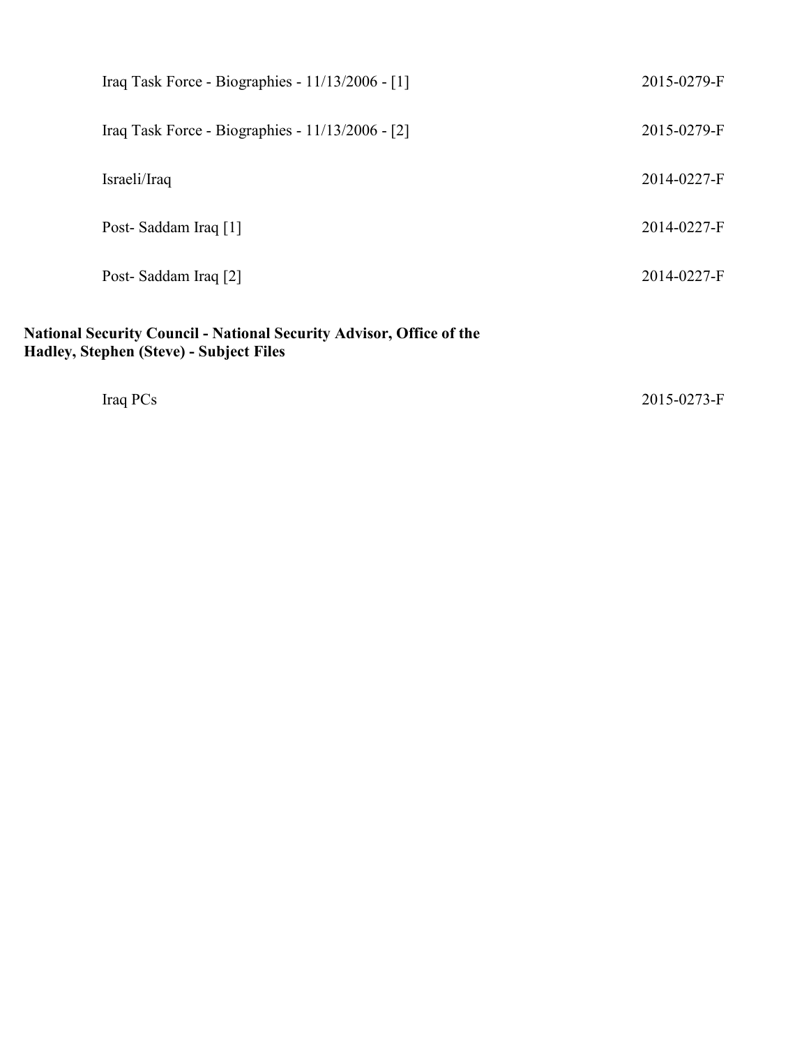| | |
|---|---|
| Iraq Task Force - Biographies - 11/13/2006 - [1] | 2015-0279-F |
| Iraq Task Force - Biographies - 11/13/2006 - [2] | 2015-0279-F |
| Israeli/Iraq | 2014-0227-F |
| Post- Saddam Iraq [1] | 2014-0227-F |
| Post- Saddam Iraq [2] | 2014-0227-F |

**National Security Council - National Security Advisor, Office of the**
**Hadley, Stephen (Steve) - Subject Files**

| | |
|---|---|
| Iraq PCs | 2015-0273-F |